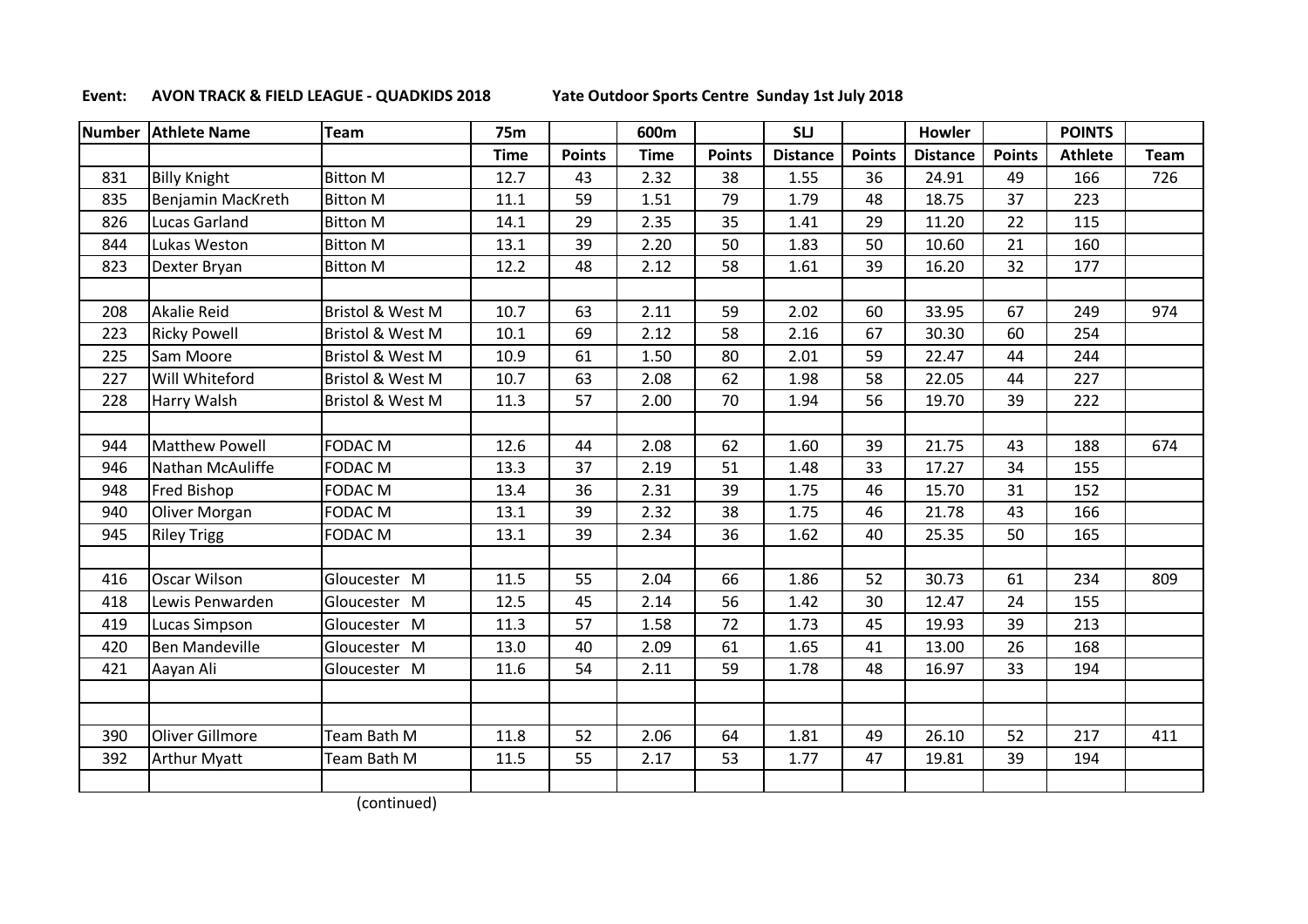**Event: AVON TRACK & FIELD LEAGUE - QUADKIDS 2018** Yate Outdoor Sports Centre Sunday 1st July 2018

| Number | Athlete Name | Team | 75m | | 600m | | SLJ | | Howler | | POINTS | |
|---|---|---|---|---|---|---|---|---|---|---|---|---|
| | | | Time | Points | Time | Points | Distance | Points | Distance | Points | Athlete | Team |
| 831 | Billy Knight | Bitton M | 12.7 | 43 | 2.32 | 38 | 1.55 | 36 | 24.91 | 49 | 166 | 726 |
| 835 | Benjamin MacKreth | Bitton M | 11.1 | 59 | 1.51 | 79 | 1.79 | 48 | 18.75 | 37 | 223 | |
| 826 | Lucas Garland | Bitton M | 14.1 | 29 | 2.35 | 35 | 1.41 | 29 | 11.20 | 22 | 115 | |
| 844 | Lukas Weston | Bitton M | 13.1 | 39 | 2.20 | 50 | 1.83 | 50 | 10.60 | 21 | 160 | |
| 823 | Dexter Bryan | Bitton M | 12.2 | 48 | 2.12 | 58 | 1.61 | 39 | 16.20 | 32 | 177 | |
| | | | | | | | | | | | | |
| 208 | Akalie Reid | Bristol & West M | 10.7 | 63 | 2.11 | 59 | 2.02 | 60 | 33.95 | 67 | 249 | 974 |
| 223 | Ricky Powell | Bristol & West M | 10.1 | 69 | 2.12 | 58 | 2.16 | 67 | 30.30 | 60 | 254 | |
| 225 | Sam Moore | Bristol & West M | 10.9 | 61 | 1.50 | 80 | 2.01 | 59 | 22.47 | 44 | 244 | |
| 227 | Will Whiteford | Bristol & West M | 10.7 | 63 | 2.08 | 62 | 1.98 | 58 | 22.05 | 44 | 227 | |
| 228 | Harry Walsh | Bristol & West M | 11.3 | 57 | 2.00 | 70 | 1.94 | 56 | 19.70 | 39 | 222 | |
| | | | | | | | | | | | | |
| 944 | Matthew Powell | FODAC M | 12.6 | 44 | 2.08 | 62 | 1.60 | 39 | 21.75 | 43 | 188 | 674 |
| 946 | Nathan McAuliffe | FODAC M | 13.3 | 37 | 2.19 | 51 | 1.48 | 33 | 17.27 | 34 | 155 | |
| 948 | Fred Bishop | FODAC M | 13.4 | 36 | 2.31 | 39 | 1.75 | 46 | 15.70 | 31 | 152 | |
| 940 | Oliver Morgan | FODAC M | 13.1 | 39 | 2.32 | 38 | 1.75 | 46 | 21.78 | 43 | 166 | |
| 945 | Riley Trigg | FODAC M | 13.1 | 39 | 2.34 | 36 | 1.62 | 40 | 25.35 | 50 | 165 | |
| | | | | | | | | | | | | |
| 416 | Oscar Wilson | Gloucester M | 11.5 | 55 | 2.04 | 66 | 1.86 | 52 | 30.73 | 61 | 234 | 809 |
| 418 | Lewis Penwarden | Gloucester M | 12.5 | 45 | 2.14 | 56 | 1.42 | 30 | 12.47 | 24 | 155 | |
| 419 | Lucas Simpson | Gloucester M | 11.3 | 57 | 1.58 | 72 | 1.73 | 45 | 19.93 | 39 | 213 | |
| 420 | Ben Mandeville | Gloucester M | 13.0 | 40 | 2.09 | 61 | 1.65 | 41 | 13.00 | 26 | 168 | |
| 421 | Aayan Ali | Gloucester M | 11.6 | 54 | 2.11 | 59 | 1.78 | 48 | 16.97 | 33 | 194 | |
| | | | | | | | | | | | | |
| | | | | | | | | | | | | |
| 390 | Oliver Gillmore | Team Bath M | 11.8 | 52 | 2.06 | 64 | 1.81 | 49 | 26.10 | 52 | 217 | 411 |
| 392 | Arthur Myatt | Team Bath M | 11.5 | 55 | 2.17 | 53 | 1.77 | 47 | 19.81 | 39 | 194 | |
| | | | | | | | | | | | | |

(continued)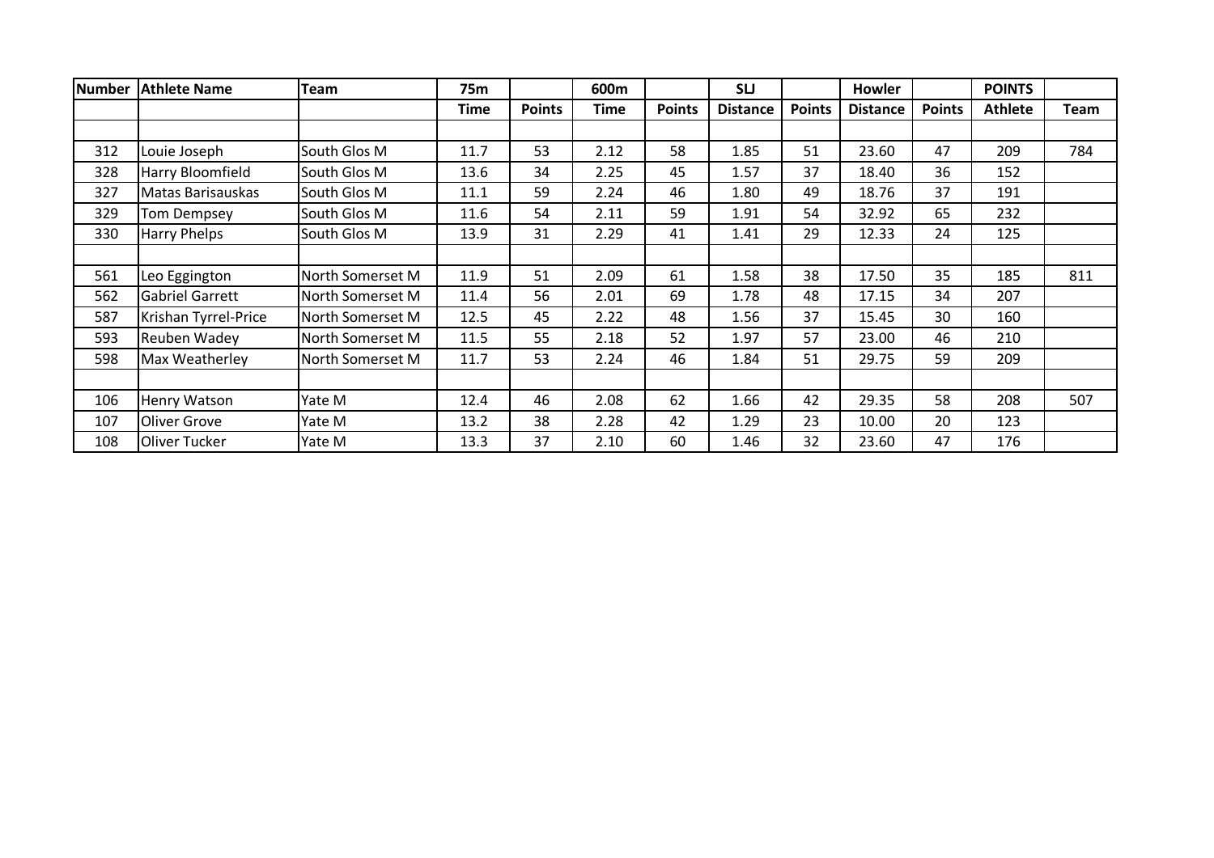| Number | Athlete Name | Team | 75m | | 600m | | SLJ | | Howler | | POINTS | |
|---|---|---|---|---|---|---|---|---|---|---|---|---|
| | | | Time | Points | Time | Points | Distance | Points | Distance | Points | Athlete | Team |
| | | | | | | | | | | | | |
| 312 | Louie Joseph | South Glos M | 11.7 | 53 | 2.12 | 58 | 1.85 | 51 | 23.60 | 47 | 209 | 784 |
| 328 | Harry Bloomfield | South Glos M | 13.6 | 34 | 2.25 | 45 | 1.57 | 37 | 18.40 | 36 | 152 | |
| 327 | Matas Barisauskas | South Glos M | 11.1 | 59 | 2.24 | 46 | 1.80 | 49 | 18.76 | 37 | 191 | |
| 329 | Tom Dempsey | South Glos M | 11.6 | 54 | 2.11 | 59 | 1.91 | 54 | 32.92 | 65 | 232 | |
| 330 | Harry Phelps | South Glos M | 13.9 | 31 | 2.29 | 41 | 1.41 | 29 | 12.33 | 24 | 125 | |
| | | | | | | | | | | | | |
| 561 | Leo Eggington | North Somerset M | 11.9 | 51 | 2.09 | 61 | 1.58 | 38 | 17.50 | 35 | 185 | 811 |
| 562 | Gabriel Garrett | North Somerset M | 11.4 | 56 | 2.01 | 69 | 1.78 | 48 | 17.15 | 34 | 207 | |
| 587 | Krishan Tyrrel-Price | North Somerset M | 12.5 | 45 | 2.22 | 48 | 1.56 | 37 | 15.45 | 30 | 160 | |
| 593 | Reuben Wadey | North Somerset M | 11.5 | 55 | 2.18 | 52 | 1.97 | 57 | 23.00 | 46 | 210 | |
| 598 | Max Weatherley | North Somerset M | 11.7 | 53 | 2.24 | 46 | 1.84 | 51 | 29.75 | 59 | 209 | |
| | | | | | | | | | | | | |
| 106 | Henry Watson | Yate M | 12.4 | 46 | 2.08 | 62 | 1.66 | 42 | 29.35 | 58 | 208 | 507 |
| 107 | Oliver Grove | Yate M | 13.2 | 38 | 2.28 | 42 | 1.29 | 23 | 10.00 | 20 | 123 | |
| 108 | Oliver Tucker | Yate M | 13.3 | 37 | 2.10 | 60 | 1.46 | 32 | 23.60 | 47 | 176 | |